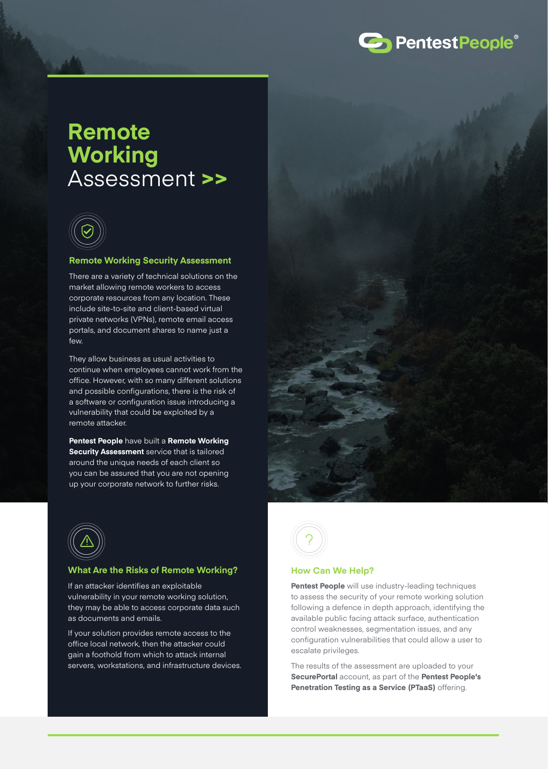# Remote Working Assessment >>

## Remote Working Security Assessment

There are a variety of technical solutions on the market allowing remote workers to access corporate resources from any location. These include site-to-site and client-based virtual private networks (VPNs), remote email access portals, and document shares to name just a few.

They allow business as usual activities to continue when employees cannot work from the office. However, with so many different solutions and possible configurations, there is the risk of a software or configuration issue introducing a vulnerability that could be exploited by a remote attacker.

**Pentest People** have built a **Remote Working Security Assessment** service that is tailored around the unique needs of each client so you can be assured that you are not opening up your corporate network to further risks.

## What Are the Risks of Remote Working?

If an attacker identifies an exploitable vulnerability in your remote working solution, they may be able to access corporate data such as documents and emails.

If your solution provides remote access to the office local network, then the attacker could gain a foothold from which to attack internal servers, workstations, and infrastructure devices.

## How Can We Help?

**Pentest People** will use industry-leading techniques to assess the security of your remote working solution following a defence in depth approach, identifying the available public facing attack surface, authentication control weaknesses, segmentation issues, and any configuration vulnerabilities that could allow a user to escalate privileges.

The results of the assessment are uploaded to your **SecurePortal** account, as part of the **Pentest People's Penetration Testing as a Service (PTaaS)** offering.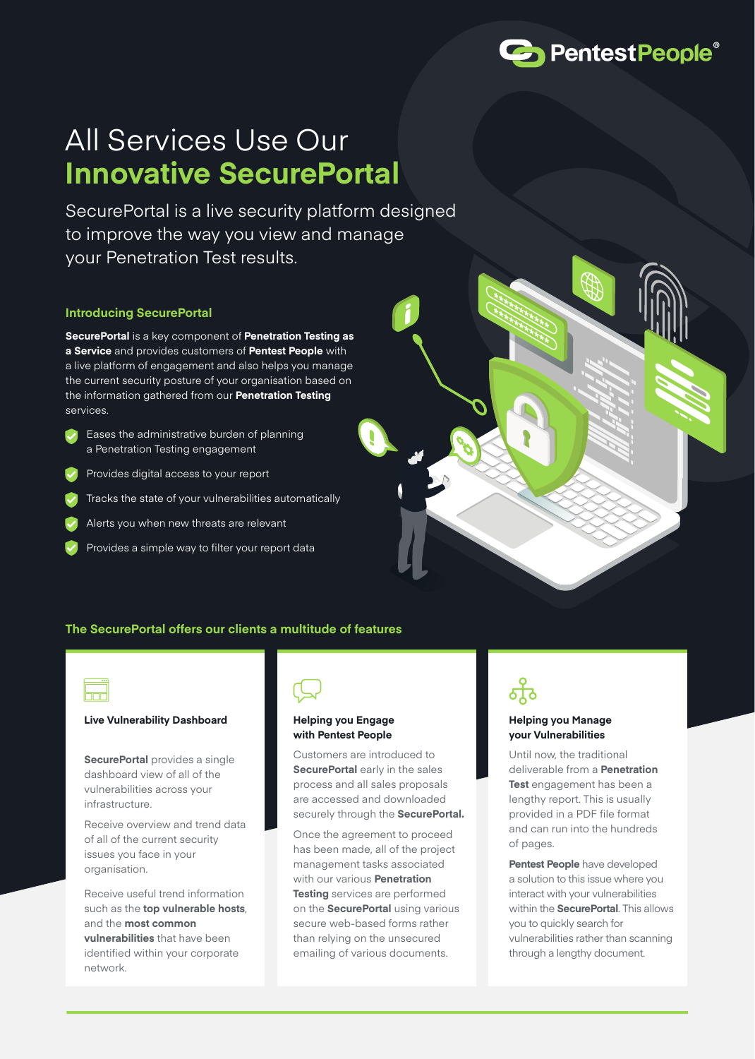# All Services Use Our **Innovative SecurePortal**

SecurePortal is a live security platform designed to improve the way you view and manage your Penetration Test results.

## Introducing SecurePortal

**SecurePortal** is a key component of **Penetration Testing as a Service** and provides customers of **Pentest People** with a live platform of engagement and also helps you manage the current security posture of your organisation based on the information gathered from our **Penetration Testing** services.

- Eases the administrative burden of planning a Penetration Testing engagement
- Provides digital access to your report
- Tracks the state of your vulnerabilities automatically
- Alerts you when new threats are relevant
- Provides a simple way to filter your report data

## The SecurePortal offers our clients a multitude of features

### Live Vulnerability Dashboard

**SecurePortal** provides a single dashboard view of all of the vulnerabilities across your infrastructure.

Receive overview and trend data of all of the current security issues you face in your organisation.

Receive useful trend information such as the **top vulnerable hosts**, and the **most common vulnerabilities** that have been identified within your corporate network.

### Helping you Engage with Pentest People

Customers are introduced to **SecurePortal** early in the sales process and all sales proposals are accessed and downloaded securely through the **SecurePortal.**

Once the agreement to proceed has been made, all of the project management tasks associated with our various **Penetration Testing** services are performed on the **SecurePortal** using various secure web-based forms rather than relying on the unsecured emailing of various documents.

### Helping you Manage your Vulnerabilities

Until now, the traditional deliverable from a **Penetration Test** engagement has been a lengthy report. This is usually provided in a PDF file format and can run into the hundreds of pages.

**Pentest People** have developed a solution to this issue where you interact with your vulnerabilities within the **SecurePortal**. This allows you to quickly search for vulnerabilities rather than scanning through a lengthy document.